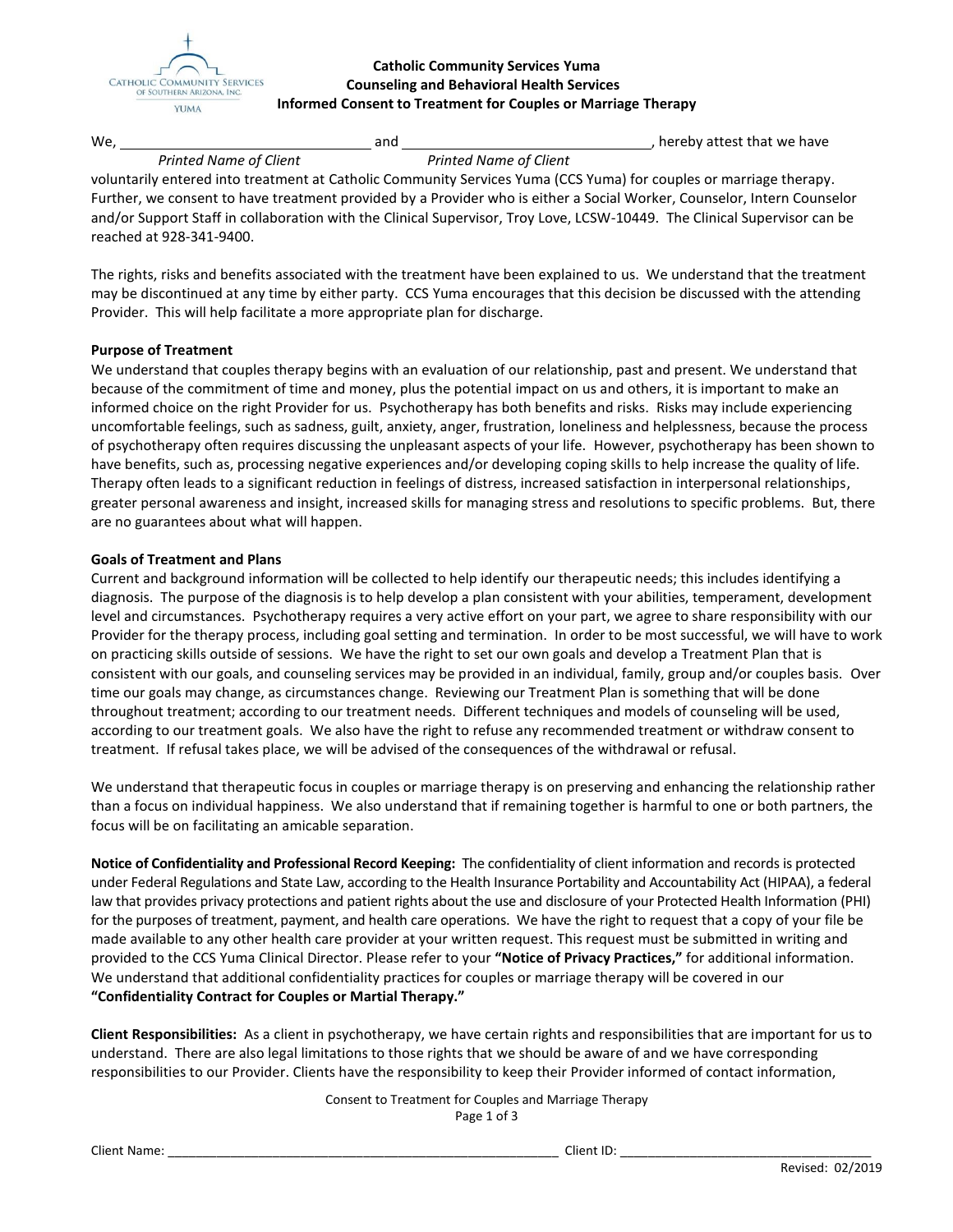**Catholic Community Services Yuma**
**Counseling and Behavioral Health Services**
**Informed Consent to Treatment for Couples or Marriage Therapy**

We, ________________________________ and ________________________________, hereby attest that we have
*Printed Name of Client* *Printed Name of Client*
voluntarily entered into treatment at Catholic Community Services Yuma (CCS Yuma) for couples or marriage therapy. Further, we consent to have treatment provided by a Provider who is either a Social Worker, Counselor, Intern Counselor and/or Support Staff in collaboration with the Clinical Supervisor, Troy Love, LCSW-10449. The Clinical Supervisor can be reached at 928-341-9400.

The rights, risks and benefits associated with the treatment have been explained to us. We understand that the treatment may be discontinued at any time by either party. CCS Yuma encourages that this decision be discussed with the attending Provider. This will help facilitate a more appropriate plan for discharge.

**Purpose of Treatment**
We understand that couples therapy begins with an evaluation of our relationship, past and present. We understand that because of the commitment of time and money, plus the potential impact on us and others, it is important to make an informed choice on the right Provider for us. Psychotherapy has both benefits and risks. Risks may include experiencing uncomfortable feelings, such as sadness, guilt, anxiety, anger, frustration, loneliness and helplessness, because the process of psychotherapy often requires discussing the unpleasant aspects of your life. However, psychotherapy has been shown to have benefits, such as, processing negative experiences and/or developing coping skills to help increase the quality of life. Therapy often leads to a significant reduction in feelings of distress, increased satisfaction in interpersonal relationships, greater personal awareness and insight, increased skills for managing stress and resolutions to specific problems. But, there are no guarantees about what will happen.

**Goals of Treatment and Plans**
Current and background information will be collected to help identify our therapeutic needs; this includes identifying a diagnosis. The purpose of the diagnosis is to help develop a plan consistent with your abilities, temperament, development level and circumstances. Psychotherapy requires a very active effort on your part, we agree to share responsibility with our Provider for the therapy process, including goal setting and termination. In order to be most successful, we will have to work on practicing skills outside of sessions. We have the right to set our own goals and develop a Treatment Plan that is consistent with our goals, and counseling services may be provided in an individual, family, group and/or couples basis. Over time our goals may change, as circumstances change. Reviewing our Treatment Plan is something that will be done throughout treatment; according to our treatment needs. Different techniques and models of counseling will be used, according to our treatment goals. We also have the right to refuse any recommended treatment or withdraw consent to treatment. If refusal takes place, we will be advised of the consequences of the withdrawal or refusal.

We understand that therapeutic focus in couples or marriage therapy is on preserving and enhancing the relationship rather than a focus on individual happiness. We also understand that if remaining together is harmful to one or both partners, the focus will be on facilitating an amicable separation.

**Notice of Confidentiality and Professional Record Keeping:** The confidentiality of client information and records is protected under Federal Regulations and State Law, according to the Health Insurance Portability and Accountability Act (HIPAA), a federal law that provides privacy protections and patient rights about the use and disclosure of your Protected Health Information (PHI) for the purposes of treatment, payment, and health care operations. We have the right to request that a copy of your file be made available to any other health care provider at your written request. This request must be submitted in writing and provided to the CCS Yuma Clinical Director. Please refer to your **"Notice of Privacy Practices,"** for additional information. We understand that additional confidentiality practices for couples or marriage therapy will be covered in our **"Confidentiality Contract for Couples or Martial Therapy."**

**Client Responsibilities:** As a client in psychotherapy, we have certain rights and responsibilities that are important for us to understand. There are also legal limitations to those rights that we should be aware of and we have corresponding responsibilities to our Provider. Clients have the responsibility to keep their Provider informed of contact information,

Client Name: ________________________________ Client ID: ________________________________

Revised: 02/2019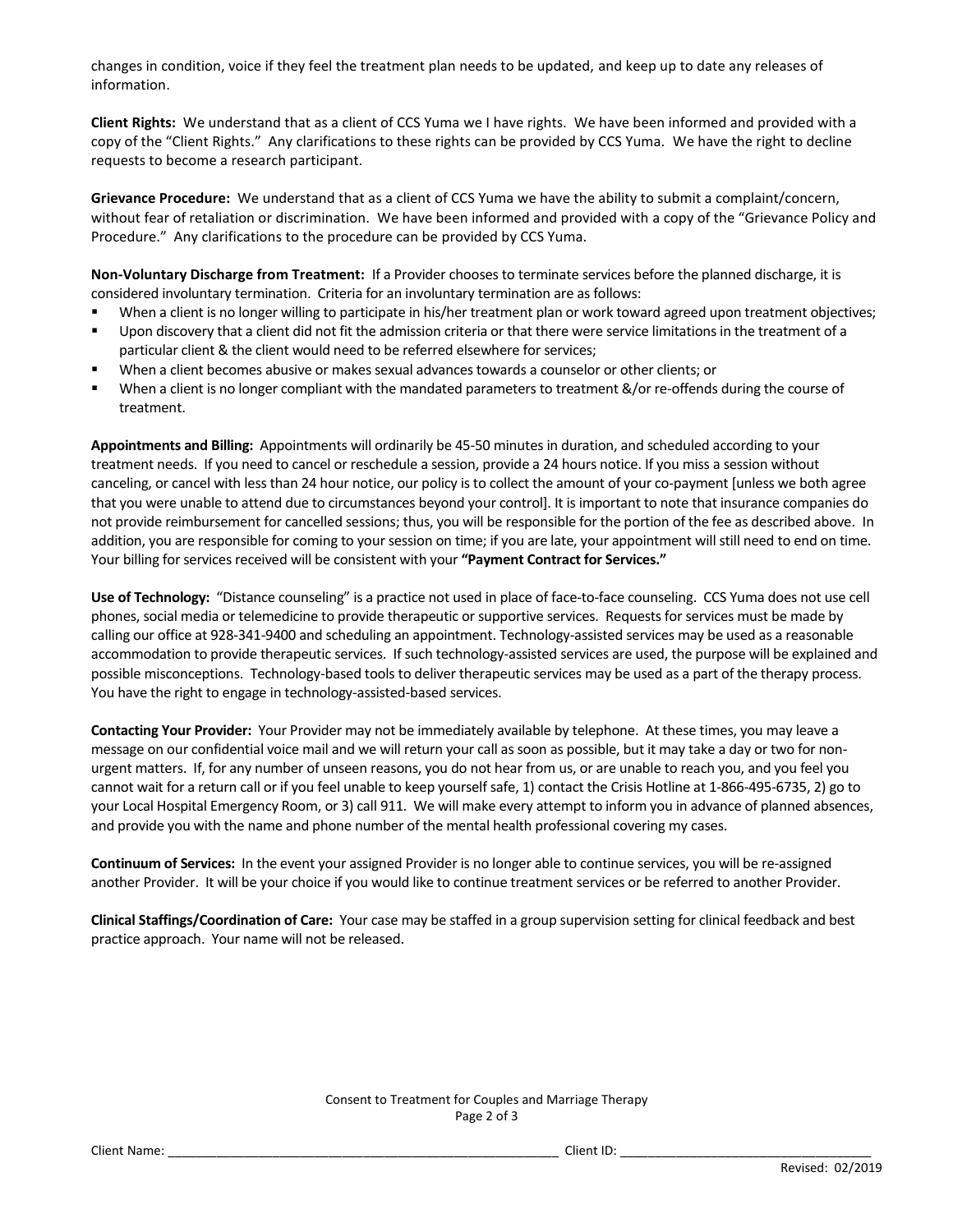changes in condition, voice if they feel the treatment plan needs to be updated, and keep up to date any releases of information.

**Client Rights:** We understand that as a client of CCS Yuma we I have rights. We have been informed and provided with a copy of the "Client Rights." Any clarifications to these rights can be provided by CCS Yuma. We have the right to decline requests to become a research participant.

**Grievance Procedure:** We understand that as a client of CCS Yuma we have the ability to submit a complaint/concern, without fear of retaliation or discrimination. We have been informed and provided with a copy of the "Grievance Policy and Procedure." Any clarifications to the procedure can be provided by CCS Yuma.

**Non-Voluntary Discharge from Treatment:** If a Provider chooses to terminate services before the planned discharge, it is considered involuntary termination. Criteria for an involuntary termination are as follows:

- When a client is no longer willing to participate in his/her treatment plan or work toward agreed upon treatment objectives;
- Upon discovery that a client did not fit the admission criteria or that there were service limitations in the treatment of a particular client & the client would need to be referred elsewhere for services;
- When a client becomes abusive or makes sexual advances towards a counselor or other clients; or
- When a client is no longer compliant with the mandated parameters to treatment &/or re-offends during the course of treatment.

**Appointments and Billing:** Appointments will ordinarily be 45-50 minutes in duration, and scheduled according to your treatment needs. If you need to cancel or reschedule a session, provide a 24 hours notice. If you miss a session without canceling, or cancel with less than 24 hour notice, our policy is to collect the amount of your co-payment [unless we both agree that you were unable to attend due to circumstances beyond your control]. It is important to note that insurance companies do not provide reimbursement for cancelled sessions; thus, you will be responsible for the portion of the fee as described above. In addition, you are responsible for coming to your session on time; if you are late, your appointment will still need to end on time. Your billing for services received will be consistent with your **"Payment Contract for Services."**

**Use of Technology:** "Distance counseling" is a practice not used in place of face-to-face counseling. CCS Yuma does not use cell phones, social media or telemedicine to provide therapeutic or supportive services. Requests for services must be made by calling our office at 928-341-9400 and scheduling an appointment. Technology-assisted services may be used as a reasonable accommodation to provide therapeutic services. If such technology-assisted services are used, the purpose will be explained and possible misconceptions. Technology-based tools to deliver therapeutic services may be used as a part of the therapy process. You have the right to engage in technology-assisted-based services.

**Contacting Your Provider:** Your Provider may not be immediately available by telephone. At these times, you may leave a message on our confidential voice mail and we will return your call as soon as possible, but it may take a day or two for non-urgent matters. If, for any number of unseen reasons, you do not hear from us, or are unable to reach you, and you feel you cannot wait for a return call or if you feel unable to keep yourself safe, 1) contact the Crisis Hotline at 1-866-495-6735, 2) go to your Local Hospital Emergency Room, or 3) call 911. We will make every attempt to inform you in advance of planned absences, and provide you with the name and phone number of the mental health professional covering my cases.

**Continuum of Services:** In the event your assigned Provider is no longer able to continue services, you will be re-assigned another Provider. It will be your choice if you would like to continue treatment services or be referred to another Provider.

**Clinical Staffings/Coordination of Care:** Your case may be staffed in a group supervision setting for clinical feedback and best practice approach. Your name will not be released.

Client Name: ______________________________ Client ID: ______________________________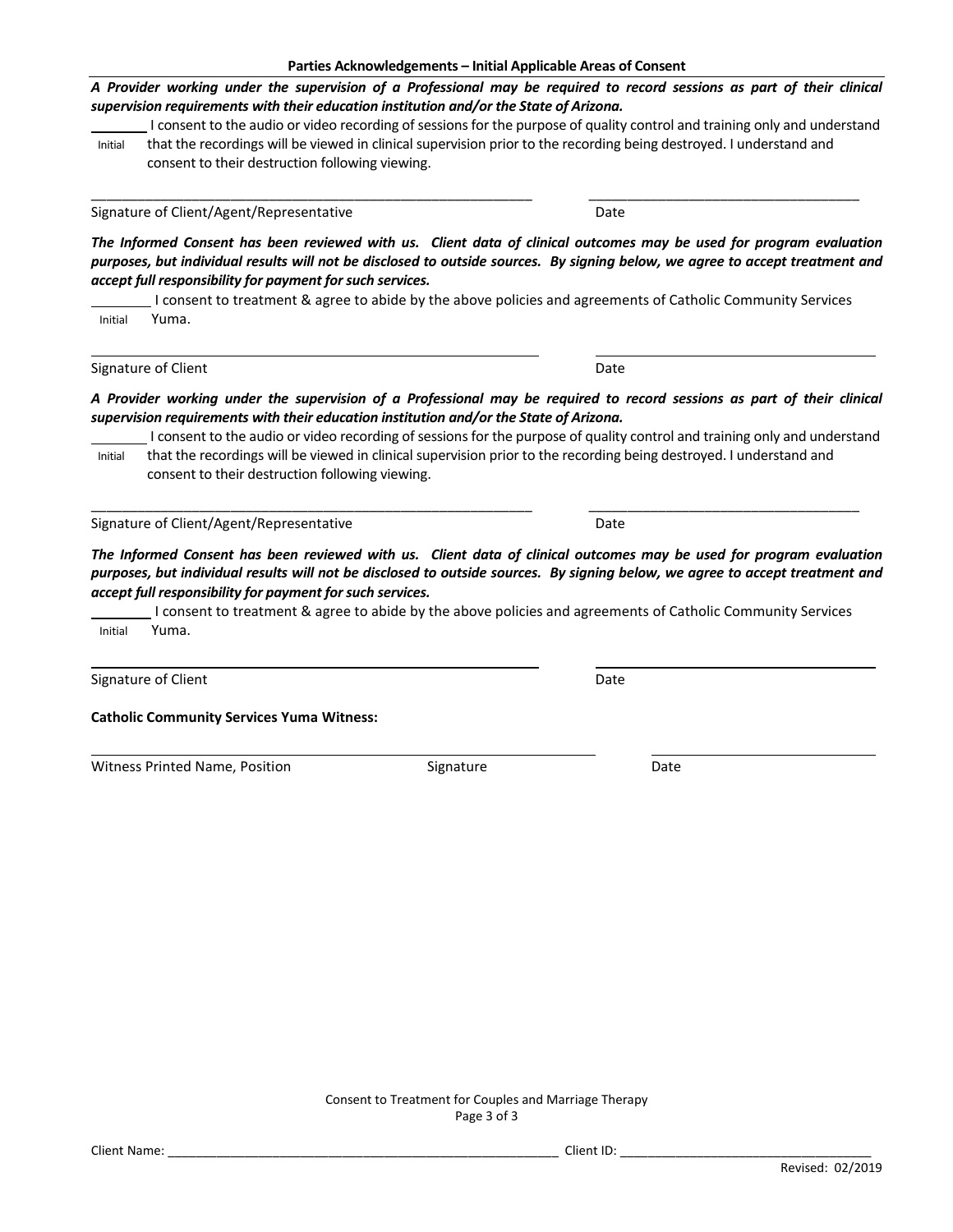**Parties Acknowledgements – Initial Applicable Areas of Consent**

***A Provider working under the supervision of a Professional may be required to record sessions as part of their clinical supervision requirements with their education institution and/or the State of Arizona.***

________ I consent to the audio or video recording of sessions for the purpose of quality control and training only and understand that the recordings will be viewed in clinical supervision prior to the recording being destroyed. I understand and consent to their destruction following viewing.
Initial

_______________________________________________ _______________________________
Signature of Client/Agent/Representative Date

***The Informed Consent has been reviewed with us. Client data of clinical outcomes may be used for program evaluation purposes, but individual results will not be disclosed to outside sources. By signing below, we agree to accept treatment and accept full responsibility for payment for such services.***

________ I consent to treatment & agree to abide by the above policies and agreements of Catholic Community Services Yuma.
Initial

_______________________________________________ _______________________________
Signature of Client Date

***A Provider working under the supervision of a Professional may be required to record sessions as part of their clinical supervision requirements with their education institution and/or the State of Arizona.***

________ I consent to the audio or video recording of sessions for the purpose of quality control and training only and understand that the recordings will be viewed in clinical supervision prior to the recording being destroyed. I understand and consent to their destruction following viewing.
Initial

_______________________________________________ _______________________________
Signature of Client/Agent/Representative Date

***The Informed Consent has been reviewed with us. Client data of clinical outcomes may be used for program evaluation purposes, but individual results will not be disclosed to outside sources. By signing below, we agree to accept treatment and accept full responsibility for payment for such services.***

________ I consent to treatment & agree to abide by the above policies and agreements of Catholic Community Services Yuma.
Initial

_______________________________________________ _______________________________
Signature of Client Date

**Catholic Community Services Yuma Witness:**

_______________________________________________ _______________________________
Witness Printed Name, Position Signature Date

Consent to Treatment for Couples and Marriage Therapy

Client Name: _______________________________ Client ID: _______________________________

Revised: 02/2019